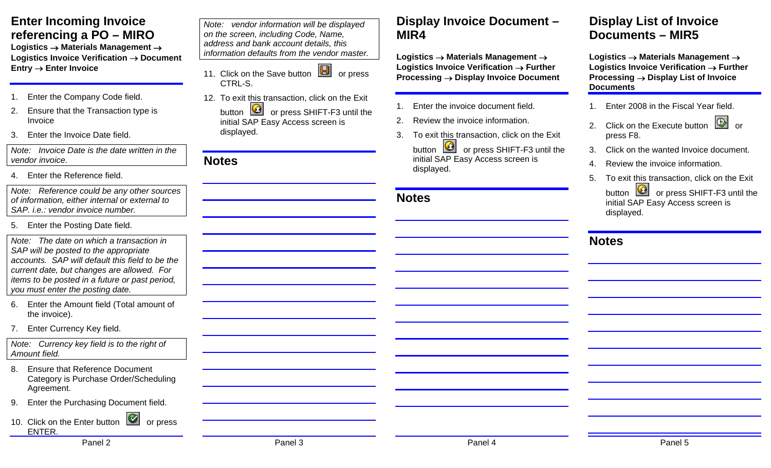## Enter Incoming Invoice referencing a PO – MIRO

**Logistics → Materials Management → Logistics Invoice Verification → Document Entry → Enter Invoice**

1. Enter the Company Code field.
2. Ensure that the Transaction type is Invoice
3. Enter the Invoice Date field.

*Note: Invoice Date is the date written in the vendor invoice.*

4. Enter the Reference field.

*Note: Reference could be any other sources of information, either internal or external to SAP. i.e.: vendor invoice number.*

5. Enter the Posting Date field.

*Note: The date on which a transaction in SAP will be posted to the appropriate accounts. SAP will default this field to be the current date, but changes are allowed. For items to be posted in a future or past period, you must enter the posting date.*

6. Enter the Amount field (Total amount of the invoice).
7. Enter Currency Key field.

*Note: Currency key field is to the right of Amount field.*

8. Ensure that Reference Document Category is Purchase Order/Scheduling Agreement.
9. Enter the Purchasing Document field.
10. Click on the Enter button or press ENTER.

*Note: vendor information will be displayed on the screen, including Code, Name, address and bank account details, this information defaults from the vendor master.*

11. Click on the Save button or press CTRL-S.
12. To exit this transaction, click on the Exit button or press SHIFT-F3 until the initial SAP Easy Access screen is displayed.

## Notes

## Display Invoice Document – MIR4

**Logistics → Materials Management → Logistics Invoice Verification → Further Processing → Display Invoice Document**

1. Enter the invoice document field.
2. Review the invoice information.
3. To exit this transaction, click on the Exit button or press SHIFT-F3 until the initial SAP Easy Access screen is displayed.

## Notes

## Display List of Invoice Documents – MIR5

**Logistics → Materials Management → Logistics Invoice Verification → Further Processing → Display List of Invoice Documents**

1. Enter 2008 in the Fiscal Year field.
2. Click on the Execute button or press F8.
3. Click on the wanted Invoice document.
4. Review the invoice information.
5. To exit this transaction, click on the Exit button or press SHIFT-F3 until the initial SAP Easy Access screen is displayed.

## Notes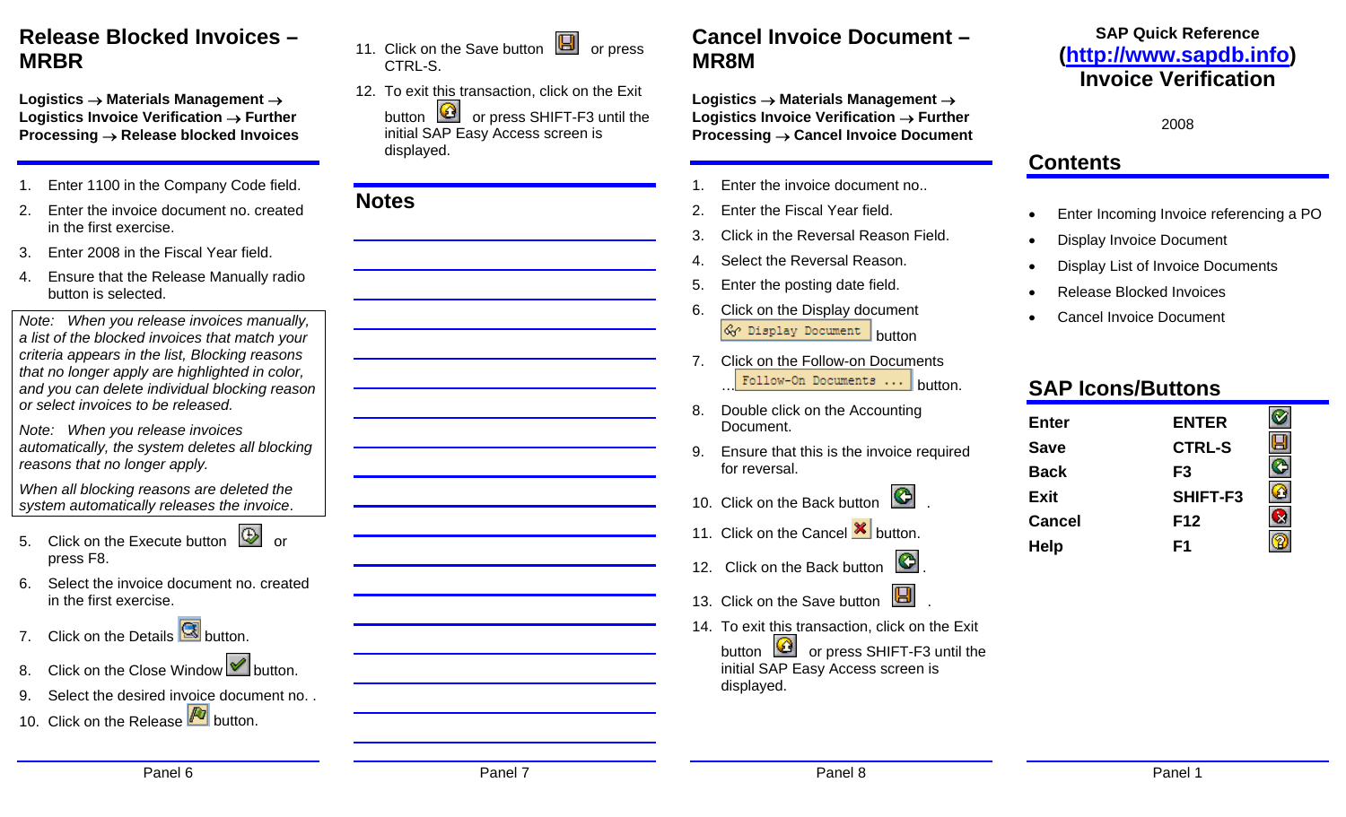# Release Blocked Invoices – MRBR

**Logistics → Materials Management → Logistics Invoice Verification → Further Processing → Release blocked Invoices**

1. Enter 1100 in the Company Code field.
2. Enter the invoice document no. created in the first exercise.
3. Enter 2008 in the Fiscal Year field.
4. Ensure that the Release Manually radio button is selected.

*Note: When you release invoices manually, a list of the blocked invoices that match your criteria appears in the list, Blocking reasons that no longer apply are highlighted in color, and you can delete individual blocking reason or select invoices to be released.*

*Note: When you release invoices automatically, the system deletes all blocking reasons that no longer apply.*

*When all blocking reasons are deleted the system automatically releases the invoice.*

5. Click on the Execute button or press F8.
6. Select the invoice document no. created in the first exercise.
7. Click on the Details button.
8. Click on the Close Window button.
9. Select the desired invoice document no. .
10. Click on the Release button.
11. Click on the Save button or press CTRL-S.
12. To exit this transaction, click on the Exit button or press SHIFT-F3 until the initial SAP Easy Access screen is displayed.

## Notes

# Cancel Invoice Document – MR8M

**Logistics → Materials Management → Logistics Invoice Verification → Further Processing → Cancel Invoice Document**

1. Enter the invoice document no..
2. Enter the Fiscal Year field.
3. Click in the Reversal Reason Field.
4. Select the Reversal Reason.
5. Enter the posting date field.
6. Click on the Display document Display Document button
7. Click on the Follow-on Documents …Follow-On Documents ... button.
8. Double click on the Accounting Document.
9. Ensure that this is the invoice required for reversal.
10. Click on the Back button .
11. Click on the Cancel button.
12. Click on the Back button .
13. Click on the Save button .
14. To exit this transaction, click on the Exit button or press SHIFT-F3 until the initial SAP Easy Access screen is displayed.

**SAP Quick Reference**
**(http://www.sapdb.info)**
**Invoice Verification**

2008

## Contents

- Enter Incoming Invoice referencing a PO
- Display Invoice Document
- Display List of Invoice Documents
- Release Blocked Invoices
- Cancel Invoice Document

## SAP Icons/Buttons

| | |
|---|---|
| **Enter** | **ENTER** |
| **Save** | **CTRL-S** |
| **Back** | **F3** |
| **Exit** | **SHIFT-F3** |
| **Cancel** | **F12** |
| **Help** | **F1** |